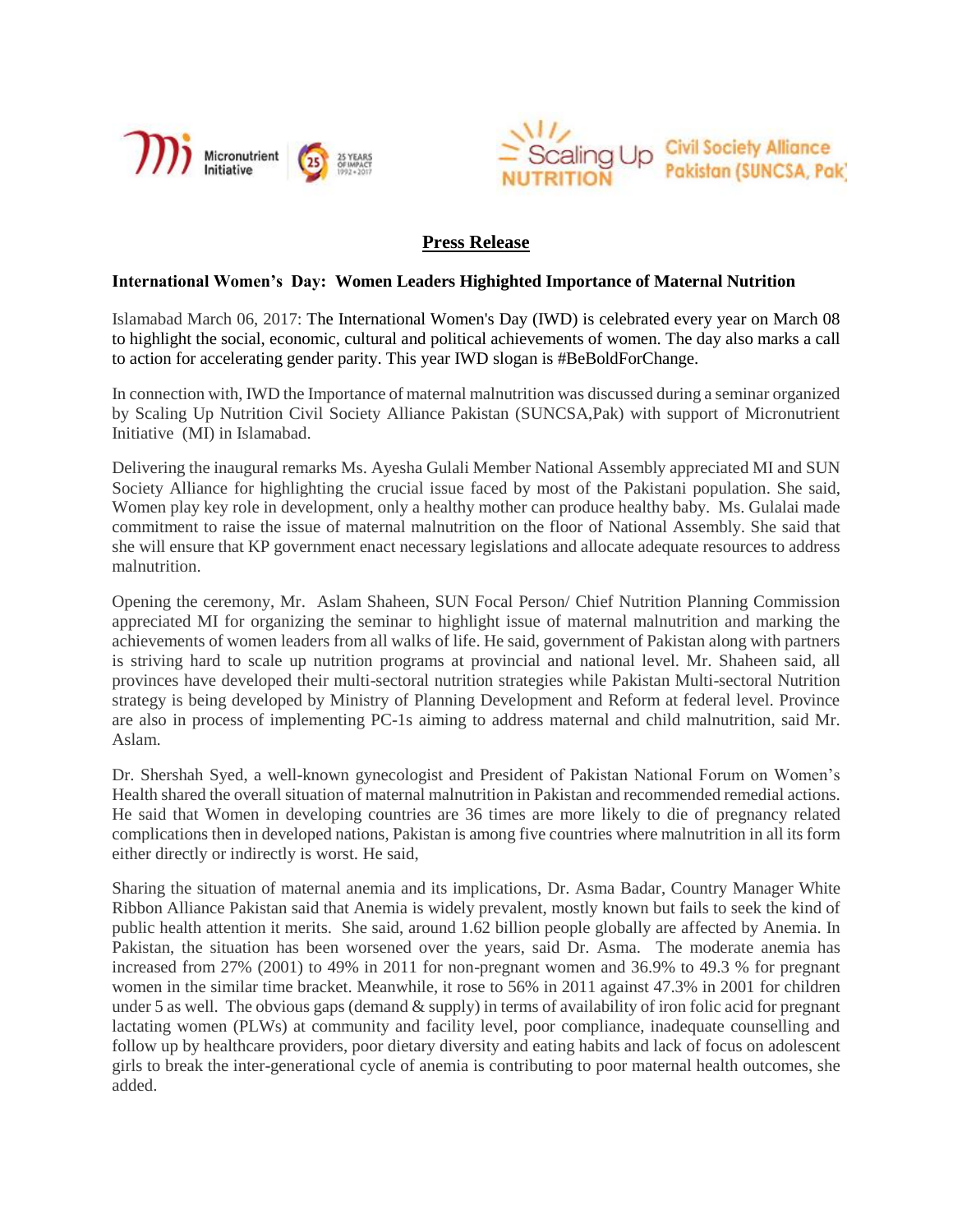Micronutrient Initiative | 25 YEARS OF IMPACT 1992 • 2017

Scaling Up NUTRITION | Civil Society Alliance Pakistan (SUNCSA, Pak)

# Press Release

**International Women's Day: Women Leaders Highighted Importance of Maternal Nutrition**

Islamabad March 06, 2017: The International Women's Day (IWD) is celebrated every year on March 08 to highlight the social, economic, cultural and political achievements of women. The day also marks a call to action for accelerating gender parity. This year IWD slogan is #BeBoldForChange.

In connection with, IWD the Importance of maternal malnutrition was discussed during a seminar organized by Scaling Up Nutrition Civil Society Alliance Pakistan (SUNCSA,Pak) with support of Micronutrient Initiative (MI) in Islamabad.

Delivering the inaugural remarks Ms. Ayesha Gulali Member National Assembly appreciated MI and SUN Society Alliance for highlighting the crucial issue faced by most of the Pakistani population. She said, Women play key role in development, only a healthy mother can produce healthy baby. Ms. Gulalai made commitment to raise the issue of maternal malnutrition on the floor of National Assembly. She said that she will ensure that KP government enact necessary legislations and allocate adequate resources to address malnutrition.

Opening the ceremony, Mr. Aslam Shaheen, SUN Focal Person/ Chief Nutrition Planning Commission appreciated MI for organizing the seminar to highlight issue of maternal malnutrition and marking the achievements of women leaders from all walks of life. He said, government of Pakistan along with partners is striving hard to scale up nutrition programs at provincial and national level. Mr. Shaheen said, all provinces have developed their multi-sectoral nutrition strategies while Pakistan Multi-sectoral Nutrition strategy is being developed by Ministry of Planning Development and Reform at federal level. Province are also in process of implementing PC-1s aiming to address maternal and child malnutrition, said Mr. Aslam.

Dr. Shershah Syed, a well-known gynecologist and President of Pakistan National Forum on Women's Health shared the overall situation of maternal malnutrition in Pakistan and recommended remedial actions. He said that Women in developing countries are 36 times are more likely to die of pregnancy related complications then in developed nations, Pakistan is among five countries where malnutrition in all its form either directly or indirectly is worst. He said,

Sharing the situation of maternal anemia and its implications, Dr. Asma Badar, Country Manager White Ribbon Alliance Pakistan said that Anemia is widely prevalent, mostly known but fails to seek the kind of public health attention it merits. She said, around 1.62 billion people globally are affected by Anemia. In Pakistan, the situation has been worsened over the years, said Dr. Asma. The moderate anemia has increased from 27% (2001) to 49% in 2011 for non-pregnant women and 36.9% to 49.3 % for pregnant women in the similar time bracket. Meanwhile, it rose to 56% in 2011 against 47.3% in 2001 for children under 5 as well. The obvious gaps (demand & supply) in terms of availability of iron folic acid for pregnant lactating women (PLWs) at community and facility level, poor compliance, inadequate counselling and follow up by healthcare providers, poor dietary diversity and eating habits and lack of focus on adolescent girls to break the inter-generational cycle of anemia is contributing to poor maternal health outcomes, she added.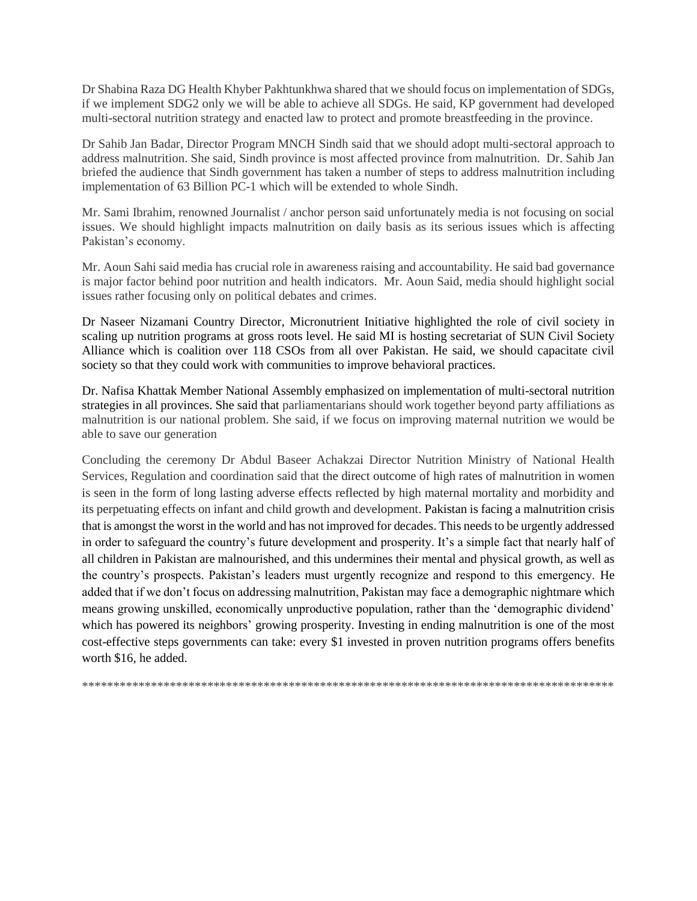Dr Shabina Raza DG Health Khyber Pakhtunkhwa shared that we should focus on implementation of SDGs, if we implement SDG2 only we will be able to achieve all SDGs. He said, KP government had developed multi-sectoral nutrition strategy and enacted law to protect and promote breastfeeding in the province.

Dr Sahib Jan Badar, Director Program MNCH Sindh said that we should adopt multi-sectoral approach to address malnutrition. She said, Sindh province is most affected province from malnutrition. Dr. Sahib Jan briefed the audience that Sindh government has taken a number of steps to address malnutrition including implementation of 63 Billion PC-1 which will be extended to whole Sindh.

Mr. Sami Ibrahim, renowned Journalist / anchor person said unfortunately media is not focusing on social issues. We should highlight impacts malnutrition on daily basis as its serious issues which is affecting Pakistan's economy.

Mr. Aoun Sahi said media has crucial role in awareness raising and accountability. He said bad governance is major factor behind poor nutrition and health indicators. Mr. Aoun Said, media should highlight social issues rather focusing only on political debates and crimes.

Dr Naseer Nizamani Country Director, Micronutrient Initiative highlighted the role of civil society in scaling up nutrition programs at gross roots level. He said MI is hosting secretariat of SUN Civil Society Alliance which is coalition over 118 CSOs from all over Pakistan. He said, we should capacitate civil society so that they could work with communities to improve behavioral practices.

Dr. Nafisa Khattak Member National Assembly emphasized on implementation of multi-sectoral nutrition strategies in all provinces. She said that parliamentarians should work together beyond party affiliations as malnutrition is our national problem. She said, if we focus on improving maternal nutrition we would be able to save our generation

Concluding the ceremony Dr Abdul Baseer Achakzai Director Nutrition Ministry of National Health Services, Regulation and coordination said that the direct outcome of high rates of malnutrition in women is seen in the form of long lasting adverse effects reflected by high maternal mortality and morbidity and its perpetuating effects on infant and child growth and development. Pakistan is facing a malnutrition crisis that is amongst the worst in the world and has not improved for decades. This needs to be urgently addressed in order to safeguard the country's future development and prosperity. It's a simple fact that nearly half of all children in Pakistan are malnourished, and this undermines their mental and physical growth, as well as the country's prospects. Pakistan's leaders must urgently recognize and respond to this emergency. He added that if we don't focus on addressing malnutrition, Pakistan may face a demographic nightmare which means growing unskilled, economically unproductive population, rather than the 'demographic dividend' which has powered its neighbors' growing prosperity. Investing in ending malnutrition is one of the most cost-effective steps governments can take: every $1 invested in proven nutrition programs offers benefits worth $16, he added.

**************************************************************************************